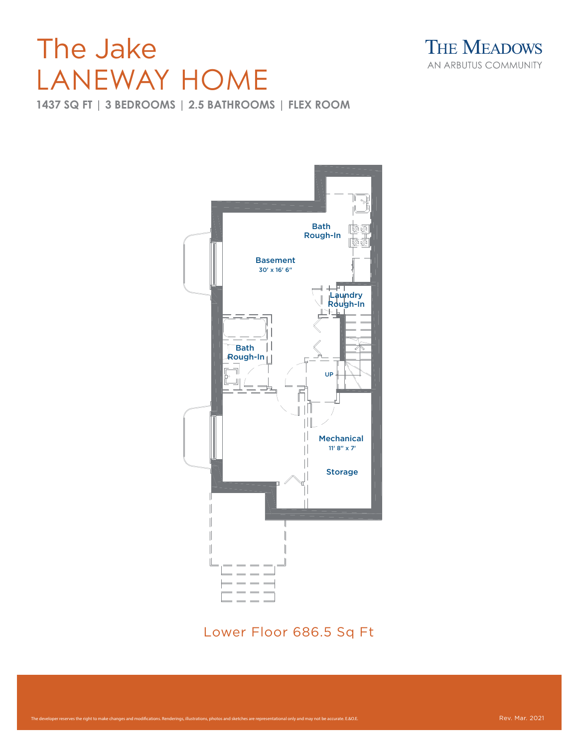# The Jake
# LANEWAY HOME

THE MEADOWS
AN ARBUTUS COMMUNITY

**1437 SQ FT | 3 BEDROOMS | 2.5 BATHROOMS | FLEX ROOM**

Bath Rough-In

Basement
30' x 16' 6"

Laundry Rough-In

Bath Rough-In

UP

Mechanical
11' 8" x 7'

Storage

Lower Floor 686.5 Sq Ft

The developer reserves the right to make changes and modifications. Renderings, illustrations, photos and sketches are representational only and may not be accurate. E.&O.E.

Rev. Mar. 2021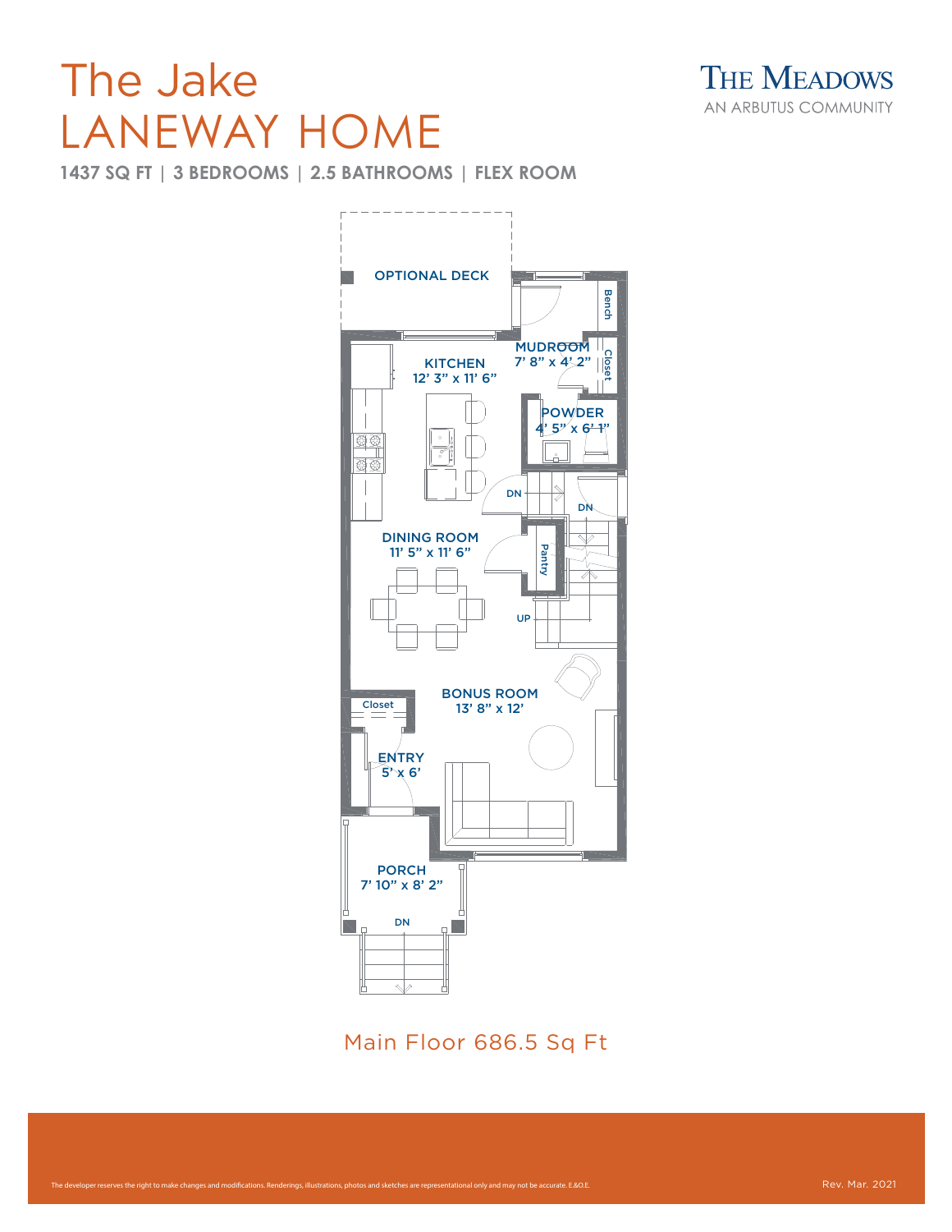# The Jake
# LANEWAY HOME

**1437 SQ FT | 3 BEDROOMS | 2.5 BATHROOMS | FLEX ROOM**

THE MEADOWS
AN ARBUTUS COMMUNITY

OPTIONAL DECK

Bench

MUDROOM
7' 8" x 4' 2"

Closet

KITCHEN
12' 3" x 11' 6"

POWDER
4' 5" x 6' 1"

DN

DN

DINING ROOM
11' 5" x 11' 6"

Pantry

UP

BONUS ROOM
13' 8" x 12'

Closet

ENTRY
5' x 6'

PORCH
7' 10" x 8' 2"

DN

Main Floor 686.5 Sq Ft

The developer reserves the right to make changes and modifications. Renderings, illustrations, photos and sketches are representational only and may not be accurate. E.&O.E.

Rev. Mar. 2021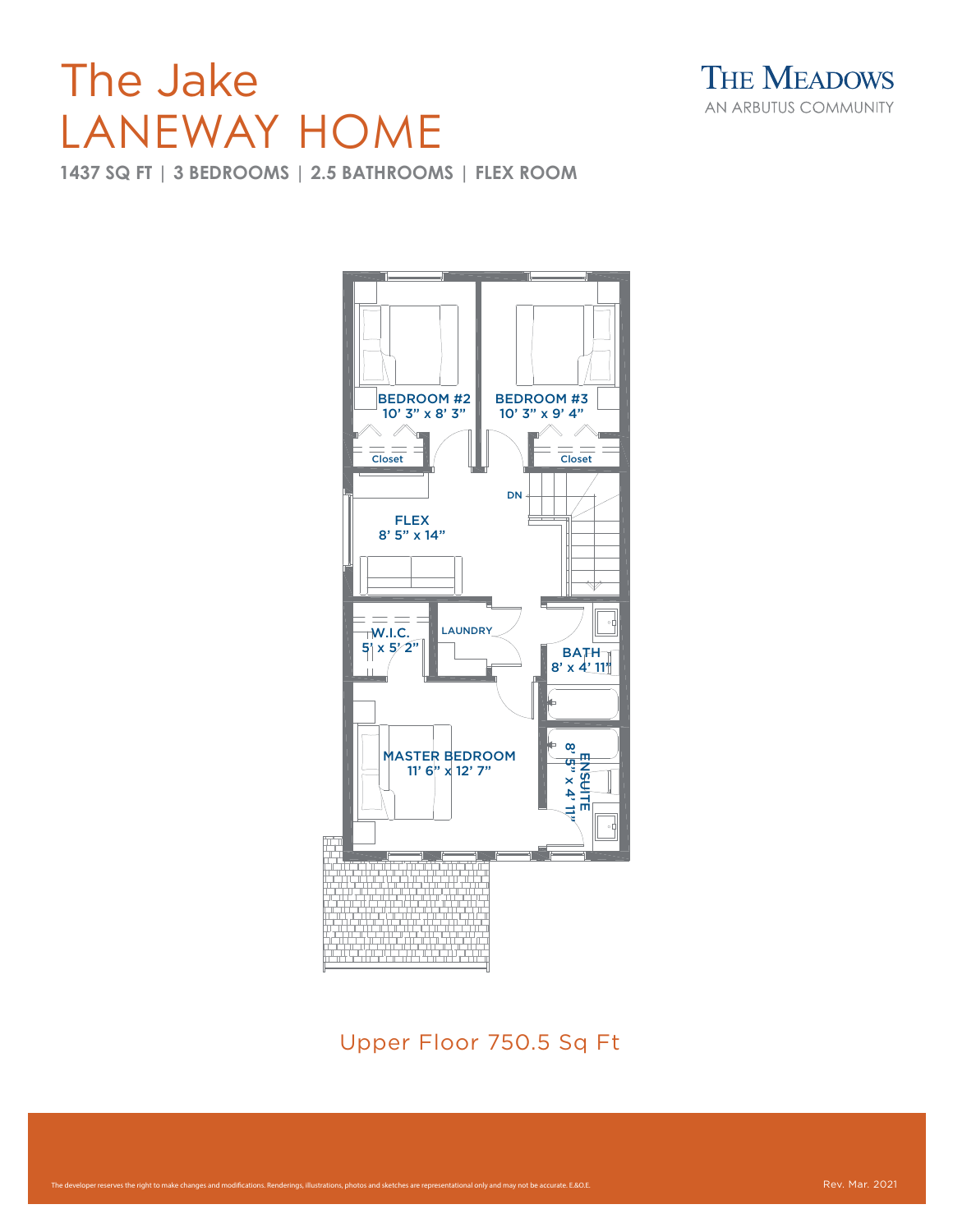# The Jake
# LANEWAY HOME

**1437 SQ FT | 3 BEDROOMS | 2.5 BATHROOMS | FLEX ROOM**

THE MEADOWS
AN ARBUTUS COMMUNITY

BEDROOM #2
10' 3" x 8' 3"

BEDROOM #3
10' 3" x 9' 4"

Closet

Closet

DN

FLEX
8' 5" x 14"

W.I.C.
5' x 5' 2"

LAUNDRY

BATH
8' x 4' 11"

MASTER BEDROOM
11' 6" x 12' 7"

ENSUITE
8' 5" x 4' 11"

Upper Floor 750.5 Sq Ft

The developer reserves the right to make changes and modifications. Renderings, illustrations, photos and sketches are representational only and may not be accurate. E.&O.E.

Rev. Mar. 2021